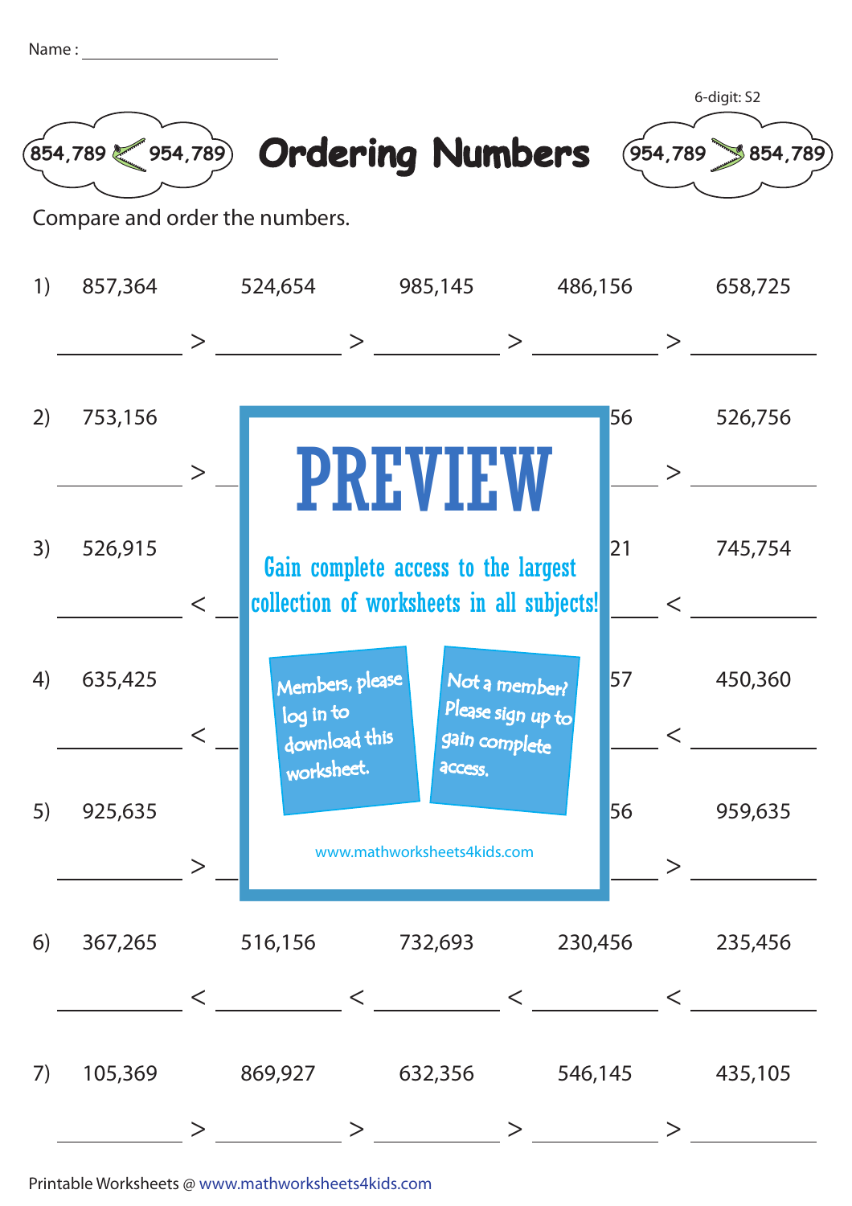Name : ____________________

6-digit: S2

# Ordering Numbers

854,789 < 954,789 954,789 > 854,789

Compare and order the numbers.

1) 857,364   524,654   985,145   486,156   658,725

_______ > _______ > _______ > _______ > _______

2) 753,156   ...56   526,756

_______ > _______ > _______ > _______ > _______

3) 526,915   ...21   745,754

_______ < _______ < _______ < _______ < _______

4) 635,425   ...57   450,360

_______ < _______ < _______ < _______ < _______

5) 925,635   ...56   959,635

_______ > _______ > _______ > _______ > _______

PREVIEW

Gain complete access to the largest collection of worksheets in all subjects!

Members, please log in to download this worksheet.

Not a member? Please sign up to gain complete access.

www.mathworksheets4kids.com

6) 367,265   516,156   732,693   230,456   235,456

_______ < _______ < _______ < _______ < _______

7) 105,369   869,927   632,356   546,145   435,105

_______ > _______ > _______ > _______ > _______

Printable Worksheets @ www.mathworksheets4kids.com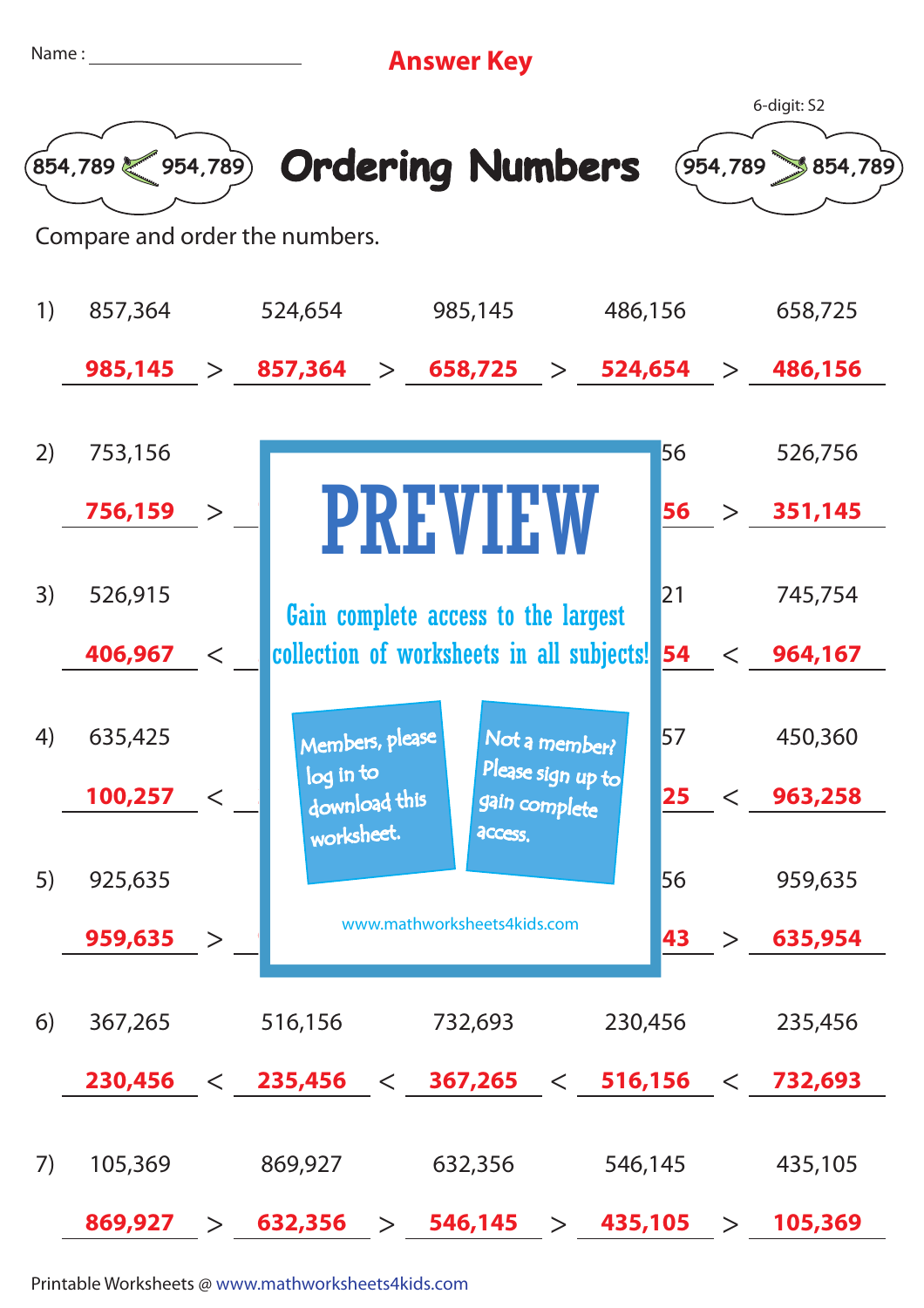Name : ____________________

**Answer Key**

6-digit: S2

# Ordering Numbers

854,789 < 954,789

954,789 > 854,789

Compare and order the numbers.

1) 857,364 524,654 985,145 486,156 658,725

**985,145** > **857,364** > **658,725** > **524,654** > **486,156**

2) 753,156 56 526,756

**756,159** > 56 > **351,145**

3) 526,915 21 745,754

**406,967** < 54 < **964,167**

4) 635,425 57 450,360

**100,257** < 25 < **963,258**

5) 925,635 56 959,635

**959,635** > 43 > **635,954**

# PREVIEW

Gain complete access to the largest collection of worksheets in all subjects!

Members, please log in to download this worksheet.

Not a member? Please sign up to gain complete access.

www.mathworksheets4kids.com

6) 367,265 516,156 732,693 230,456 235,456

**230,456** < **235,456** < **367,265** < **516,156** < **732,693**

7) 105,369 869,927 632,356 546,145 435,105

**869,927** > **632,356** > **546,145** > **435,105** > **105,369**

Printable Worksheets @ www.mathworksheets4kids.com